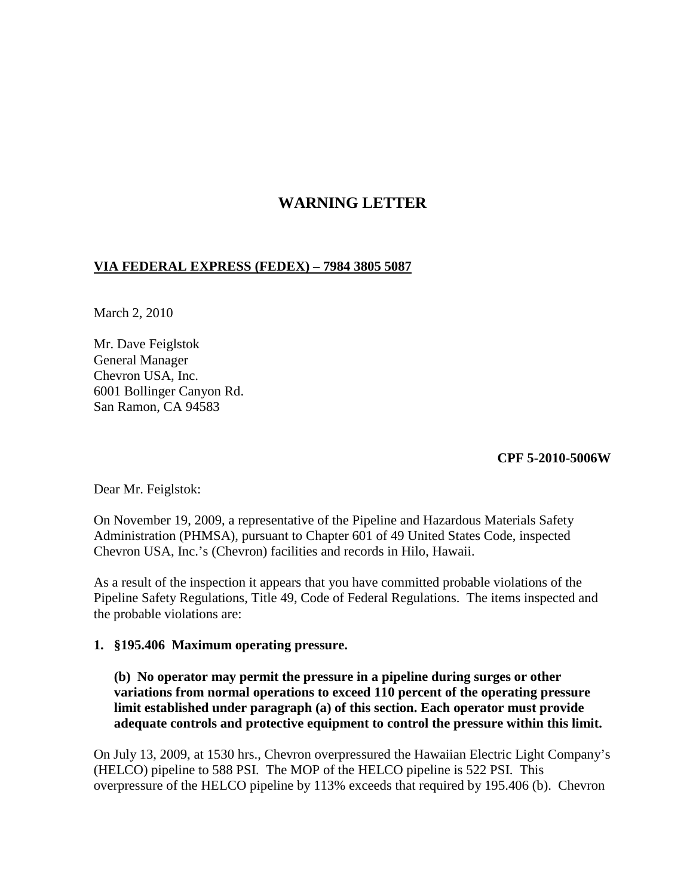# WARNING LETTER

**VIA FEDERAL EXPRESS (FEDEX) – 7984 3805 5087**

March 2, 2010

Mr. Dave Feiglstok  
General Manager  
Chevron USA, Inc.  
6001 Bollinger Canyon Rd.  
San Ramon, CA 94583

**CPF 5-2010-5006W**

Dear Mr. Feiglstok:

On November 19, 2009, a representative of the Pipeline and Hazardous Materials Safety Administration (PHMSA), pursuant to Chapter 601 of 49 United States Code, inspected Chevron USA, Inc.'s (Chevron) facilities and records in Hilo, Hawaii.

As a result of the inspection it appears that you have committed probable violations of the Pipeline Safety Regulations, Title 49, Code of Federal Regulations. The items inspected and the probable violations are:

**1. §195.406 Maximum operating pressure.**

**(b) No operator may permit the pressure in a pipeline during surges or other variations from normal operations to exceed 110 percent of the operating pressure limit established under paragraph (a) of this section. Each operator must provide adequate controls and protective equipment to control the pressure within this limit.**

On July 13, 2009, at 1530 hrs., Chevron overpressured the Hawaiian Electric Light Company's (HELCO) pipeline to 588 PSI. The MOP of the HELCO pipeline is 522 PSI. This overpressure of the HELCO pipeline by 113% exceeds that required by 195.406 (b). Chevron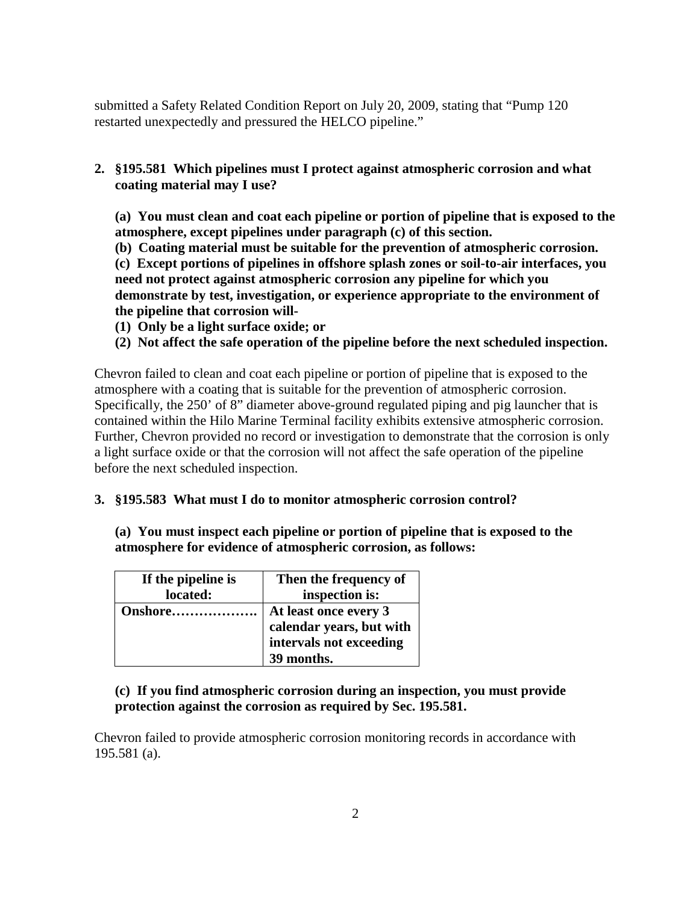submitted a Safety Related Condition Report on July 20, 2009, stating that "Pump 120 restarted unexpectedly and pressured the HELCO pipeline."

2. **§195.581 Which pipelines must I protect against atmospheric corrosion and what coating material may I use?**

   **(a) You must clean and coat each pipeline or portion of pipeline that is exposed to the atmosphere, except pipelines under paragraph (c) of this section.**
   **(b) Coating material must be suitable for the prevention of atmospheric corrosion.**
   **(c) Except portions of pipelines in offshore splash zones or soil-to-air interfaces, you need not protect against atmospheric corrosion any pipeline for which you demonstrate by test, investigation, or experience appropriate to the environment of the pipeline that corrosion will-**
   **(1) Only be a light surface oxide; or**
   **(2) Not affect the safe operation of the pipeline before the next scheduled inspection.**

Chevron failed to clean and coat each pipeline or portion of pipeline that is exposed to the atmosphere with a coating that is suitable for the prevention of atmospheric corrosion. Specifically, the 250' of 8" diameter above-ground regulated piping and pig launcher that is contained within the Hilo Marine Terminal facility exhibits extensive atmospheric corrosion. Further, Chevron provided no record or investigation to demonstrate that the corrosion is only a light surface oxide or that the corrosion will not affect the safe operation of the pipeline before the next scheduled inspection.

3. **§195.583 What must I do to monitor atmospheric corrosion control?**

   **(a) You must inspect each pipeline or portion of pipeline that is exposed to the atmosphere for evidence of atmospheric corrosion, as follows:**

| If the pipeline is located: | Then the frequency of inspection is: |
|---|---|
| Onshore………………. | At least once every 3 calendar years, but with intervals not exceeding 39 months. |

   **(c) If you find atmospheric corrosion during an inspection, you must provide protection against the corrosion as required by Sec. 195.581.**

Chevron failed to provide atmospheric corrosion monitoring records in accordance with 195.581 (a).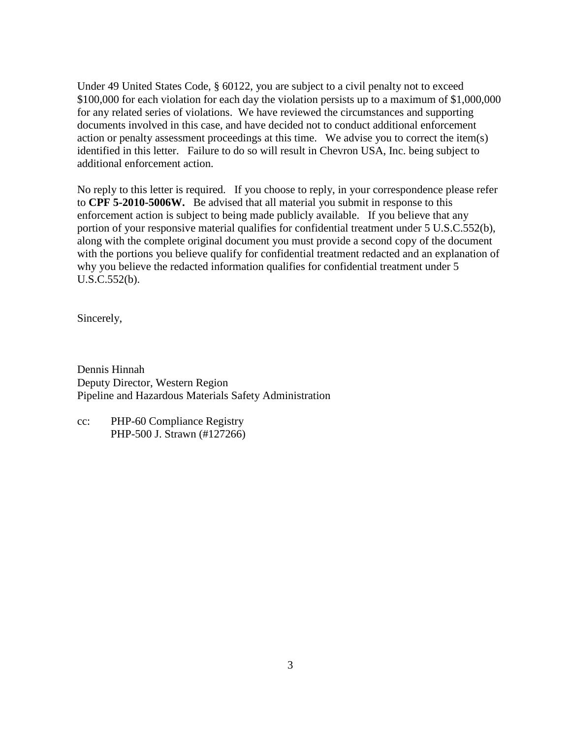Under 49 United States Code, § 60122, you are subject to a civil penalty not to exceed $100,000 for each violation for each day the violation persists up to a maximum of $1,000,000 for any related series of violations. We have reviewed the circumstances and supporting documents involved in this case, and have decided not to conduct additional enforcement action or penalty assessment proceedings at this time. We advise you to correct the item(s) identified in this letter. Failure to do so will result in Chevron USA, Inc. being subject to additional enforcement action.

No reply to this letter is required. If you choose to reply, in your correspondence please refer to **CPF 5-2010-5006W.** Be advised that all material you submit in response to this enforcement action is subject to being made publicly available. If you believe that any portion of your responsive material qualifies for confidential treatment under 5 U.S.C.552(b), along with the complete original document you must provide a second copy of the document with the portions you believe qualify for confidential treatment redacted and an explanation of why you believe the redacted information qualifies for confidential treatment under 5 U.S.C.552(b).

Sincerely,

Dennis Hinnah
Deputy Director, Western Region
Pipeline and Hazardous Materials Safety Administration

cc: PHP-60 Compliance Registry
PHP-500 J. Strawn (#127266)